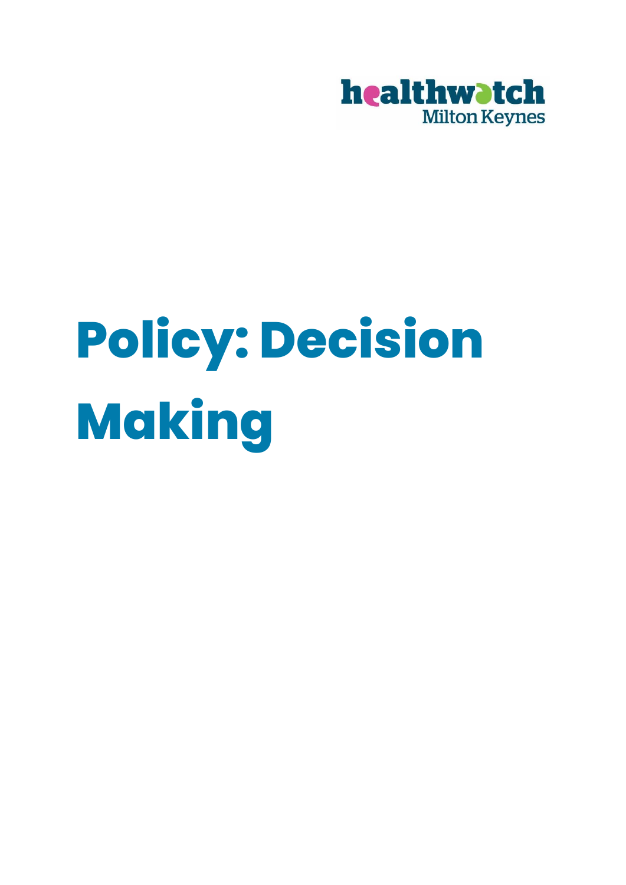healthwatch Milton Keynes

# Policy: Decision Making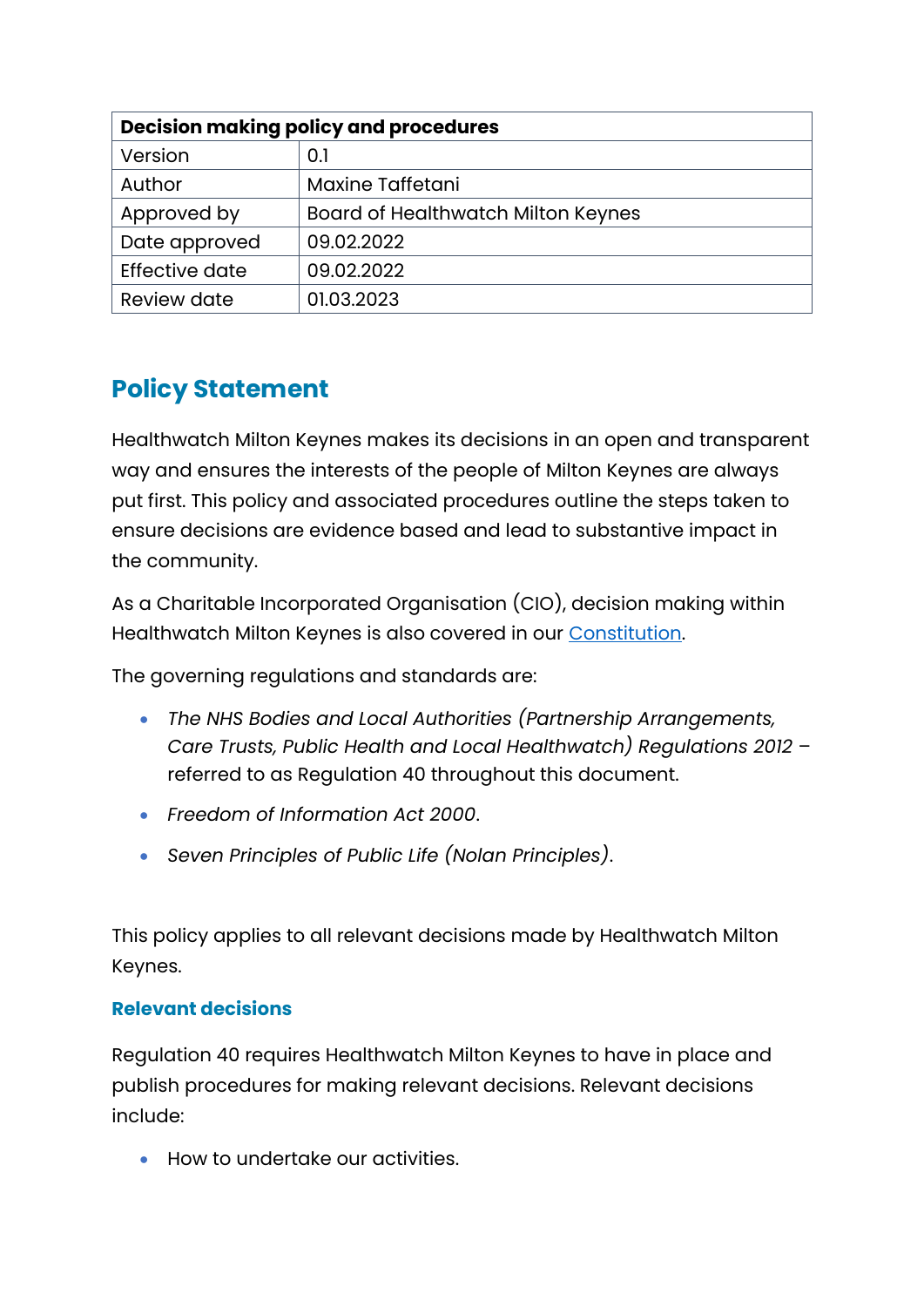| Decision making policy and procedures | |
|---|---|
| Version | 0.1 |
| Author | Maxine Taffetani |
| Approved by | Board of Healthwatch Milton Keynes |
| Date approved | 09.02.2022 |
| Effective date | 09.02.2022 |
| Review date | 01.03.2023 |

## Policy Statement

Healthwatch Milton Keynes makes its decisions in an open and transparent way and ensures the interests of the people of Milton Keynes are always put first. This policy and associated procedures outline the steps taken to ensure decisions are evidence based and lead to substantive impact in the community.

As a Charitable Incorporated Organisation (CIO), decision making within Healthwatch Milton Keynes is also covered in our [Constitution](Constitution).

The governing regulations and standards are:

- *The NHS Bodies and Local Authorities (Partnership Arrangements, Care Trusts, Public Health and Local Healthwatch) Regulations 2012* – referred to as Regulation 40 throughout this document.
- *Freedom of Information Act 2000*.
- *Seven Principles of Public Life (Nolan Principles)*.

This policy applies to all relevant decisions made by Healthwatch Milton Keynes.

### Relevant decisions

Regulation 40 requires Healthwatch Milton Keynes to have in place and publish procedures for making relevant decisions. Relevant decisions include:

- How to undertake our activities.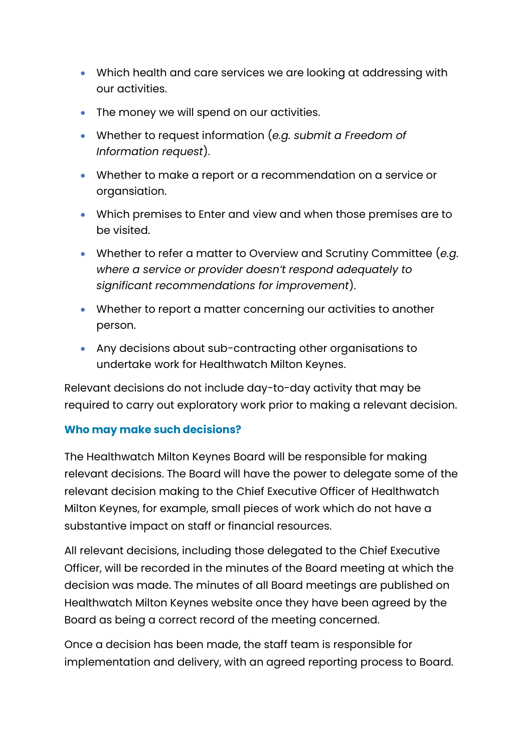- Which health and care services we are looking at addressing with our activities.
- The money we will spend on our activities.
- Whether to request information (*e.g. submit a Freedom of Information request*).
- Whether to make a report or a recommendation on a service or organsiation.
- Which premises to Enter and view and when those premises are to be visited.
- Whether to refer a matter to Overview and Scrutiny Committee (*e.g. where a service or provider doesn't respond adequately to significant recommendations for improvement*).
- Whether to report a matter concerning our activities to another person.
- Any decisions about sub-contracting other organisations to undertake work for Healthwatch Milton Keynes.

Relevant decisions do not include day-to-day activity that may be required to carry out exploratory work prior to making a relevant decision.

### Who may make such decisions?

The Healthwatch Milton Keynes Board will be responsible for making relevant decisions. The Board will have the power to delegate some of the relevant decision making to the Chief Executive Officer of Healthwatch Milton Keynes, for example, small pieces of work which do not have a substantive impact on staff or financial resources.

All relevant decisions, including those delegated to the Chief Executive Officer, will be recorded in the minutes of the Board meeting at which the decision was made. The minutes of all Board meetings are published on Healthwatch Milton Keynes website once they have been agreed by the Board as being a correct record of the meeting concerned.

Once a decision has been made, the staff team is responsible for implementation and delivery, with an agreed reporting process to Board.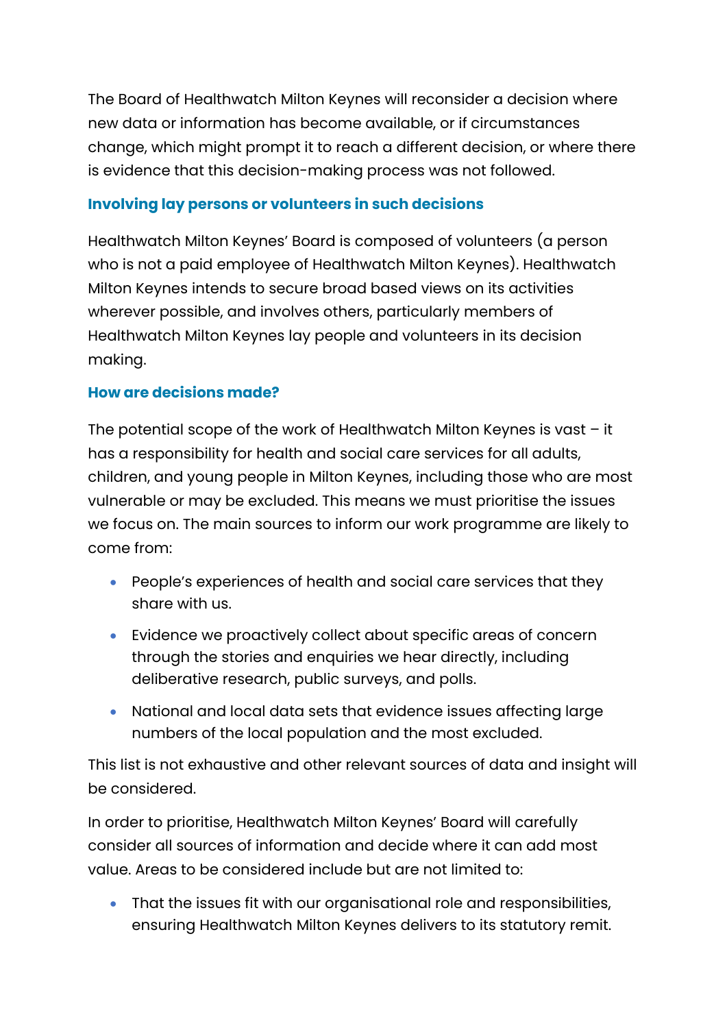The Board of Healthwatch Milton Keynes will reconsider a decision where new data or information has become available, or if circumstances change, which might prompt it to reach a different decision, or where there is evidence that this decision-making process was not followed.

### Involving lay persons or volunteers in such decisions

Healthwatch Milton Keynes' Board is composed of volunteers (a person who is not a paid employee of Healthwatch Milton Keynes). Healthwatch Milton Keynes intends to secure broad based views on its activities wherever possible, and involves others, particularly members of Healthwatch Milton Keynes lay people and volunteers in its decision making.

### How are decisions made?

The potential scope of the work of Healthwatch Milton Keynes is vast – it has a responsibility for health and social care services for all adults, children, and young people in Milton Keynes, including those who are most vulnerable or may be excluded. This means we must prioritise the issues we focus on. The main sources to inform our work programme are likely to come from:

- People's experiences of health and social care services that they share with us.
- Evidence we proactively collect about specific areas of concern through the stories and enquiries we hear directly, including deliberative research, public surveys, and polls.
- National and local data sets that evidence issues affecting large numbers of the local population and the most excluded.

This list is not exhaustive and other relevant sources of data and insight will be considered.

In order to prioritise, Healthwatch Milton Keynes' Board will carefully consider all sources of information and decide where it can add most value. Areas to be considered include but are not limited to:

- That the issues fit with our organisational role and responsibilities, ensuring Healthwatch Milton Keynes delivers to its statutory remit.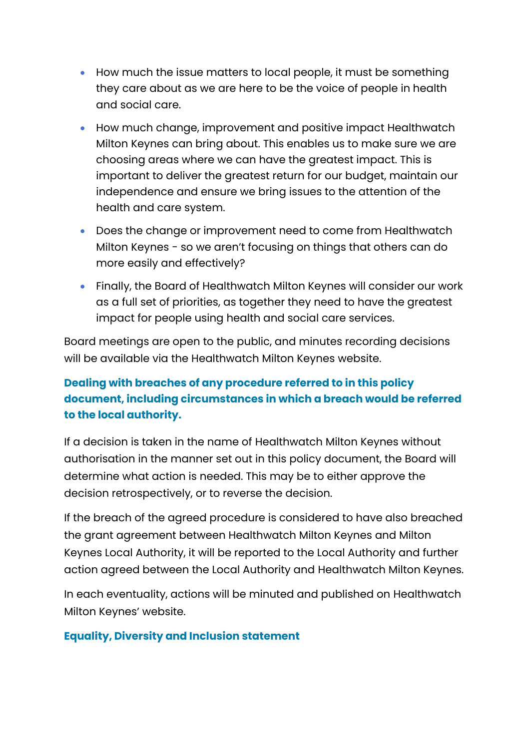- How much the issue matters to local people, it must be something they care about as we are here to be the voice of people in health and social care.
- How much change, improvement and positive impact Healthwatch Milton Keynes can bring about. This enables us to make sure we are choosing areas where we can have the greatest impact. This is important to deliver the greatest return for our budget, maintain our independence and ensure we bring issues to the attention of the health and care system.
- Does the change or improvement need to come from Healthwatch Milton Keynes - so we aren't focusing on things that others can do more easily and effectively?
- Finally, the Board of Healthwatch Milton Keynes will consider our work as a full set of priorities, as together they need to have the greatest impact for people using health and social care services.

Board meetings are open to the public, and minutes recording decisions will be available via the Healthwatch Milton Keynes website.

### Dealing with breaches of any procedure referred to in this policy document, including circumstances in which a breach would be referred to the local authority.

If a decision is taken in the name of Healthwatch Milton Keynes without authorisation in the manner set out in this policy document, the Board will determine what action is needed. This may be to either approve the decision retrospectively, or to reverse the decision.

If the breach of the agreed procedure is considered to have also breached the grant agreement between Healthwatch Milton Keynes and Milton Keynes Local Authority, it will be reported to the Local Authority and further action agreed between the Local Authority and Healthwatch Milton Keynes.

In each eventuality, actions will be minuted and published on Healthwatch Milton Keynes' website.

### Equality, Diversity and Inclusion statement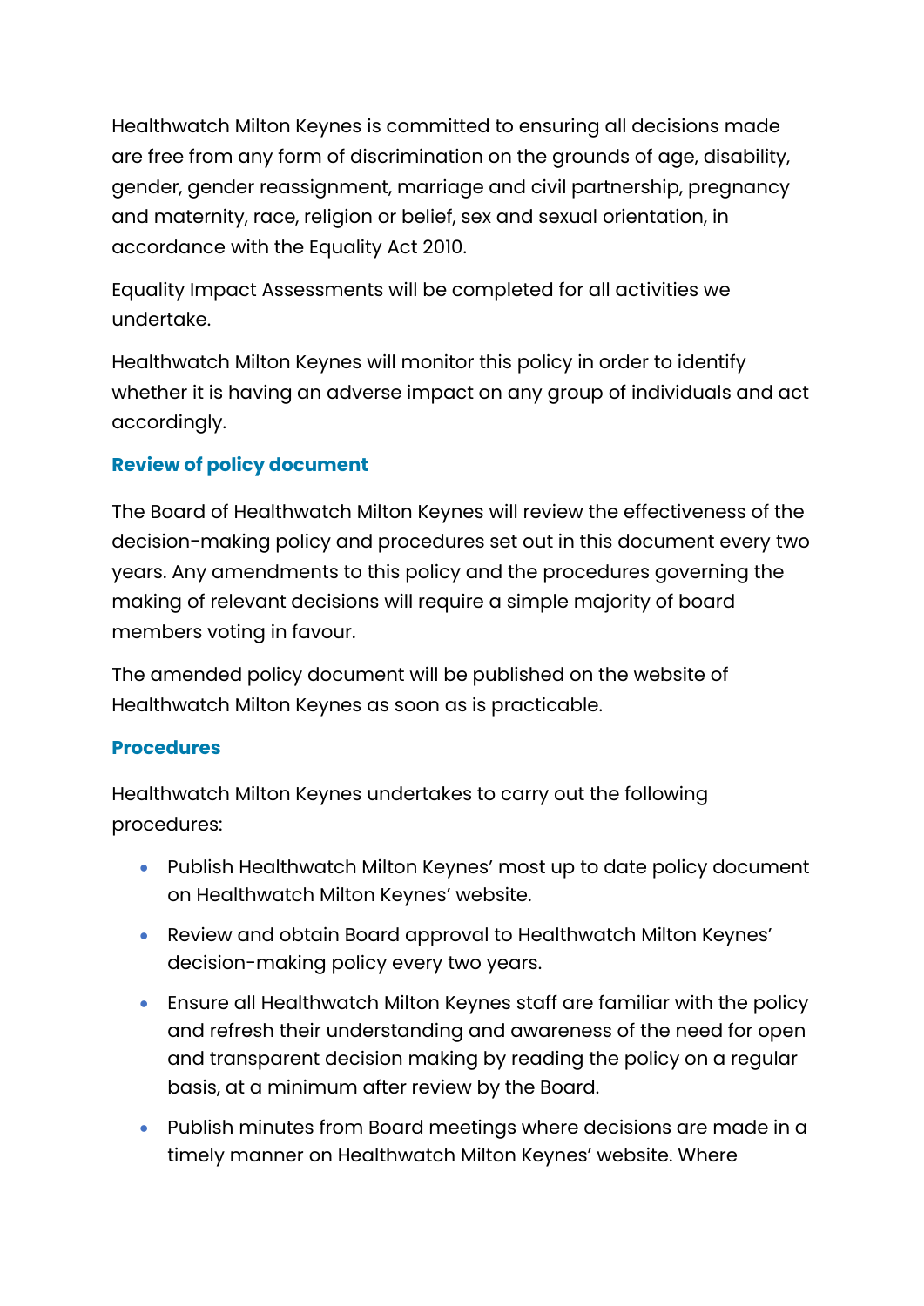Healthwatch Milton Keynes is committed to ensuring all decisions made are free from any form of discrimination on the grounds of age, disability, gender, gender reassignment, marriage and civil partnership, pregnancy and maternity, race, religion or belief, sex and sexual orientation, in accordance with the Equality Act 2010.

Equality Impact Assessments will be completed for all activities we undertake.

Healthwatch Milton Keynes will monitor this policy in order to identify whether it is having an adverse impact on any group of individuals and act accordingly.

### Review of policy document

The Board of Healthwatch Milton Keynes will review the effectiveness of the decision-making policy and procedures set out in this document every two years. Any amendments to this policy and the procedures governing the making of relevant decisions will require a simple majority of board members voting in favour.

The amended policy document will be published on the website of Healthwatch Milton Keynes as soon as is practicable.

### Procedures

Healthwatch Milton Keynes undertakes to carry out the following procedures:

- Publish Healthwatch Milton Keynes' most up to date policy document on Healthwatch Milton Keynes' website.
- Review and obtain Board approval to Healthwatch Milton Keynes' decision-making policy every two years.
- Ensure all Healthwatch Milton Keynes staff are familiar with the policy and refresh their understanding and awareness of the need for open and transparent decision making by reading the policy on a regular basis, at a minimum after review by the Board.
- Publish minutes from Board meetings where decisions are made in a timely manner on Healthwatch Milton Keynes' website. Where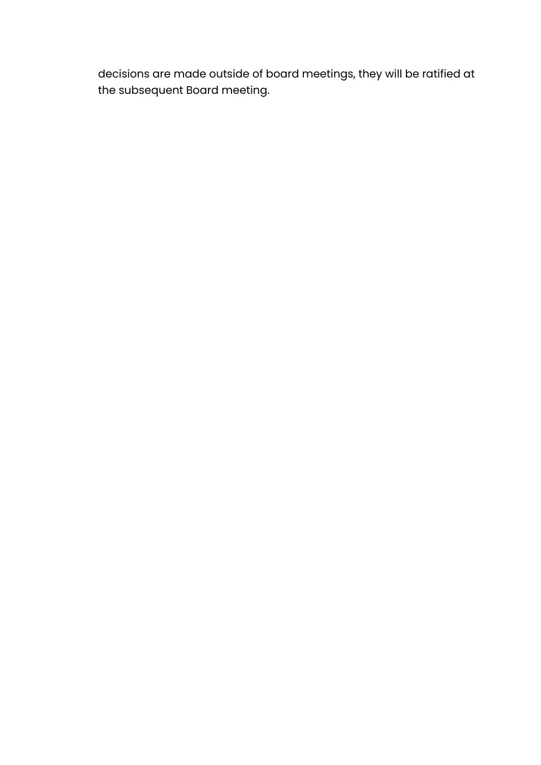decisions are made outside of board meetings, they will be ratified at the subsequent Board meeting.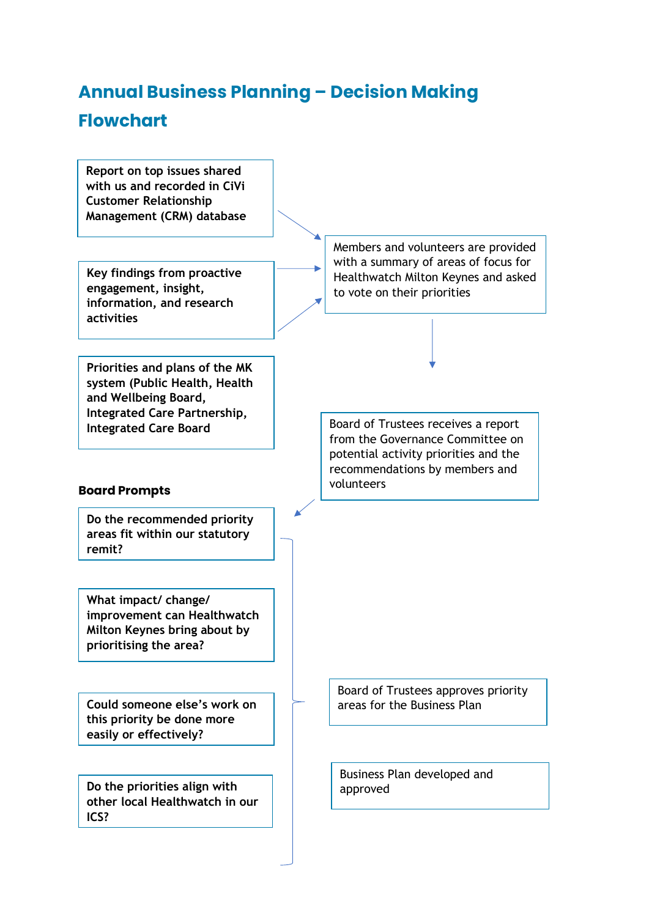## Annual Business Planning – Decision Making Flowchart

Report on top issues shared with us and recorded in CiVi Customer Relationship Management (CRM) database

Key findings from proactive engagement, insight, information, and research activities

Priorities and plans of the MK system (Public Health, Health and Wellbeing Board, Integrated Care Partnership, Integrated Care Board

Members and volunteers are provided with a summary of areas of focus for Healthwatch Milton Keynes and asked to vote on their priorities

Board of Trustees receives a report from the Governance Committee on potential activity priorities and the recommendations by members and volunteers

**Board Prompts**

Do the recommended priority areas fit within our statutory remit?

What impact/ change/ improvement can Healthwatch Milton Keynes bring about by prioritising the area?

Could someone else's work on this priority be done more easily or effectively?

Do the priorities align with other local Healthwatch in our ICS?

Board of Trustees approves priority areas for the Business Plan

Business Plan developed and approved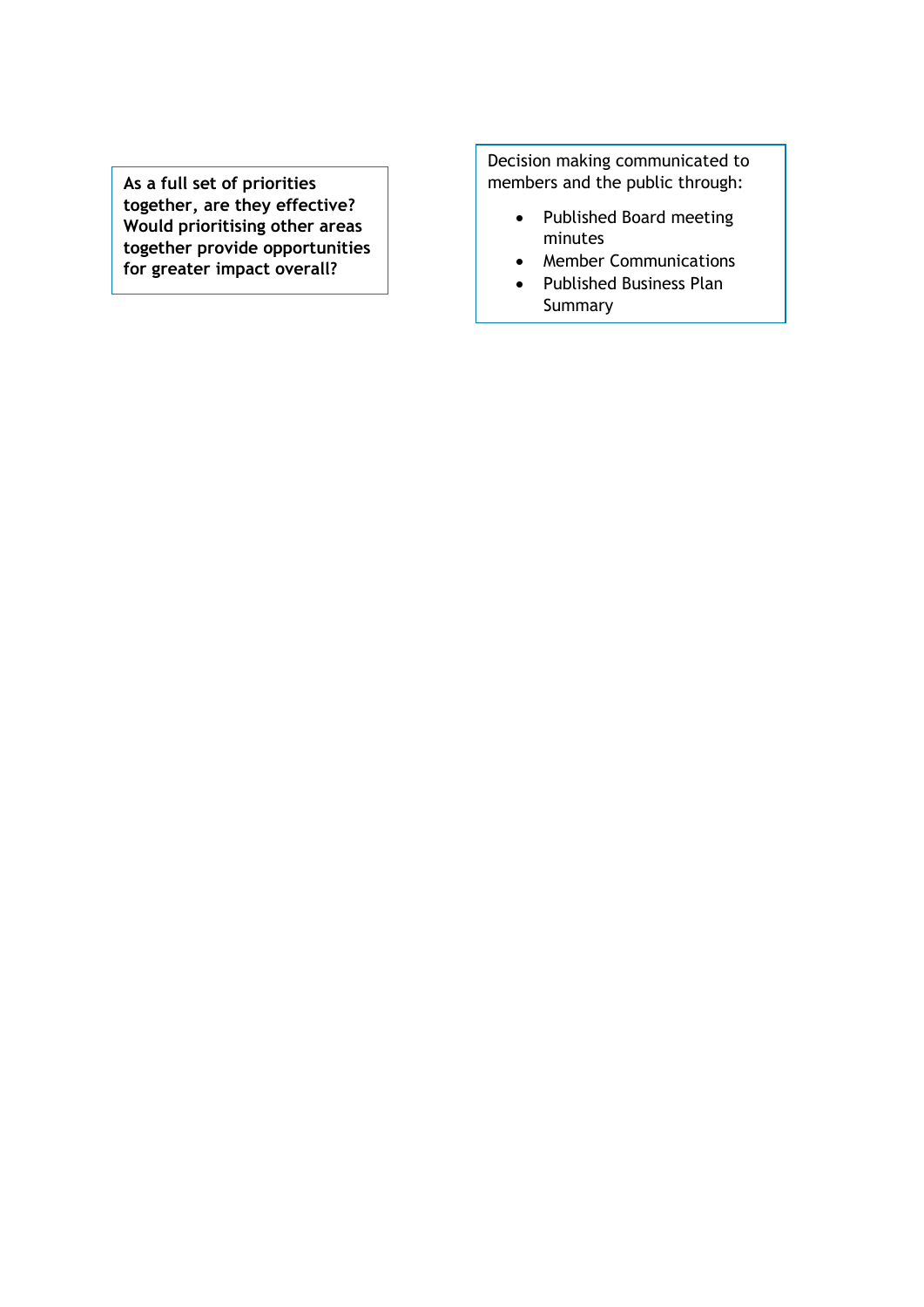**As a full set of priorities together, are they effective? Would prioritising other areas together provide opportunities for greater impact overall?**

Decision making communicated to members and the public through:

- Published Board meeting minutes
- Member Communications
- Published Business Plan Summary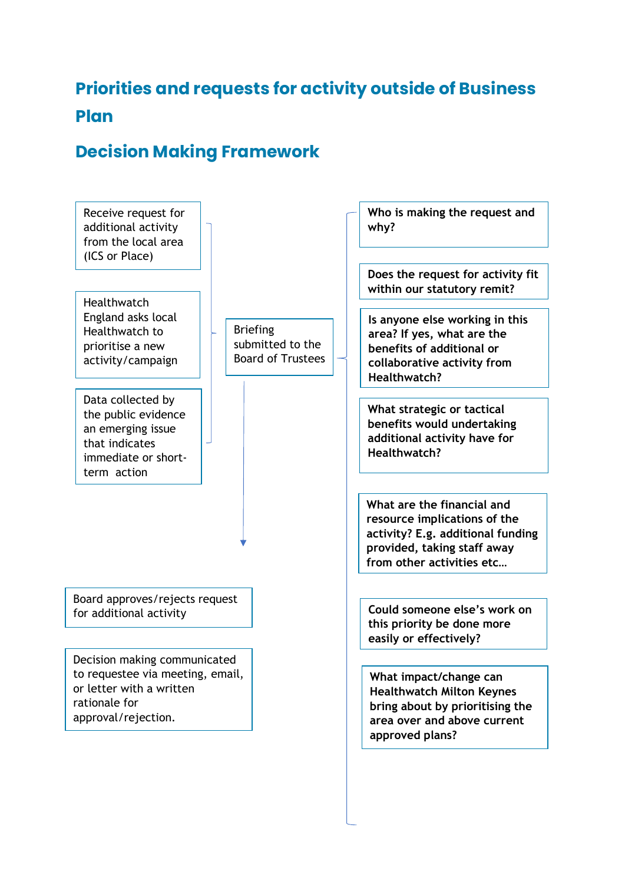## Priorities and requests for activity outside of Business Plan

## Decision Making Framework

- Receive request for additional activity from the local area (ICS or Place)
- Healthwatch England asks local Healthwatch to prioritise a new activity/campaign
- Data collected by the public evidence an emerging issue that indicates immediate or short-term action

Briefing submitted to the Board of Trustees

- Who is making the request and why?
- Does the request for activity fit within our statutory remit?
- Is anyone else working in this area? If yes, what are the benefits of additional or collaborative activity from Healthwatch?
- What strategic or tactical benefits would undertaking additional activity have for Healthwatch?
- What are the financial and resource implications of the activity? E.g. additional funding provided, taking staff away from other activities etc…
- Could someone else's work on this priority be done more easily or effectively?
- What impact/change can Healthwatch Milton Keynes bring about by prioritising the area over and above current approved plans?

Board approves/rejects request for additional activity

Decision making communicated to requestee via meeting, email, or letter with a written rationale for approval/rejection.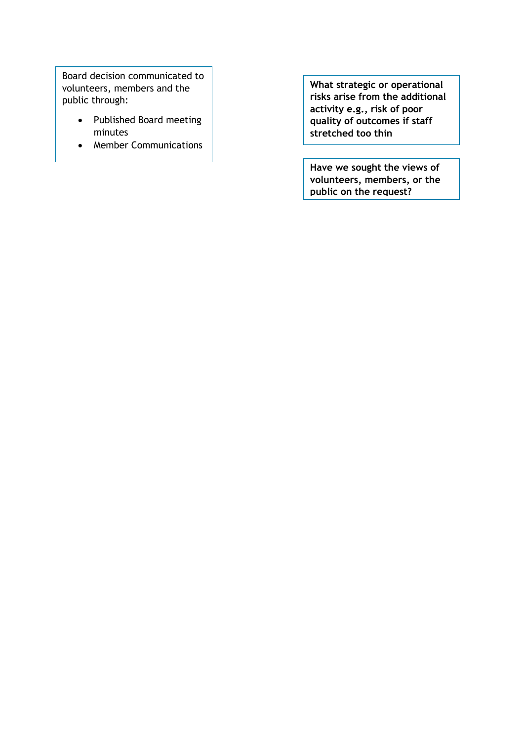Board decision communicated to volunteers, members and the public through:

- Published Board meeting minutes
- Member Communications

**What strategic or operational risks arise from the additional activity e.g., risk of poor quality of outcomes if staff stretched too thin**

**Have we sought the views of volunteers, members, or the public on the request?**